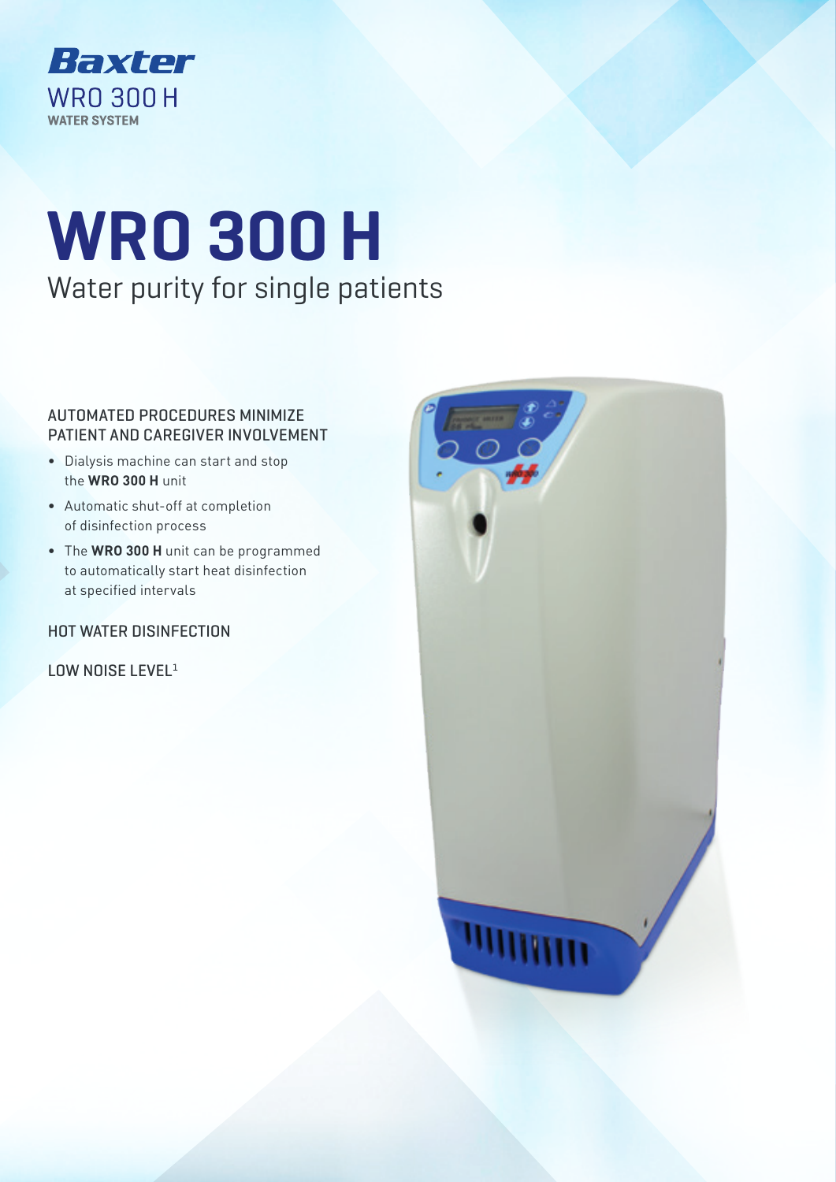Baxter

WRO 300 H

WATER SYSTEM

# WRO 300 H

## Water purity for single patients

### AUTOMATED PROCEDURES MINIMIZE PATIENT AND CAREGIVER INVOLVEMENT

- Dialysis machine can start and stop the **WRO 300 H** unit
- Automatic shut-off at completion of disinfection process
- The **WRO 300 H** unit can be programmed to automatically start heat disinfection at specified intervals

### HOT WATER DISINFECTION

### LOW NOISE LEVEL[1]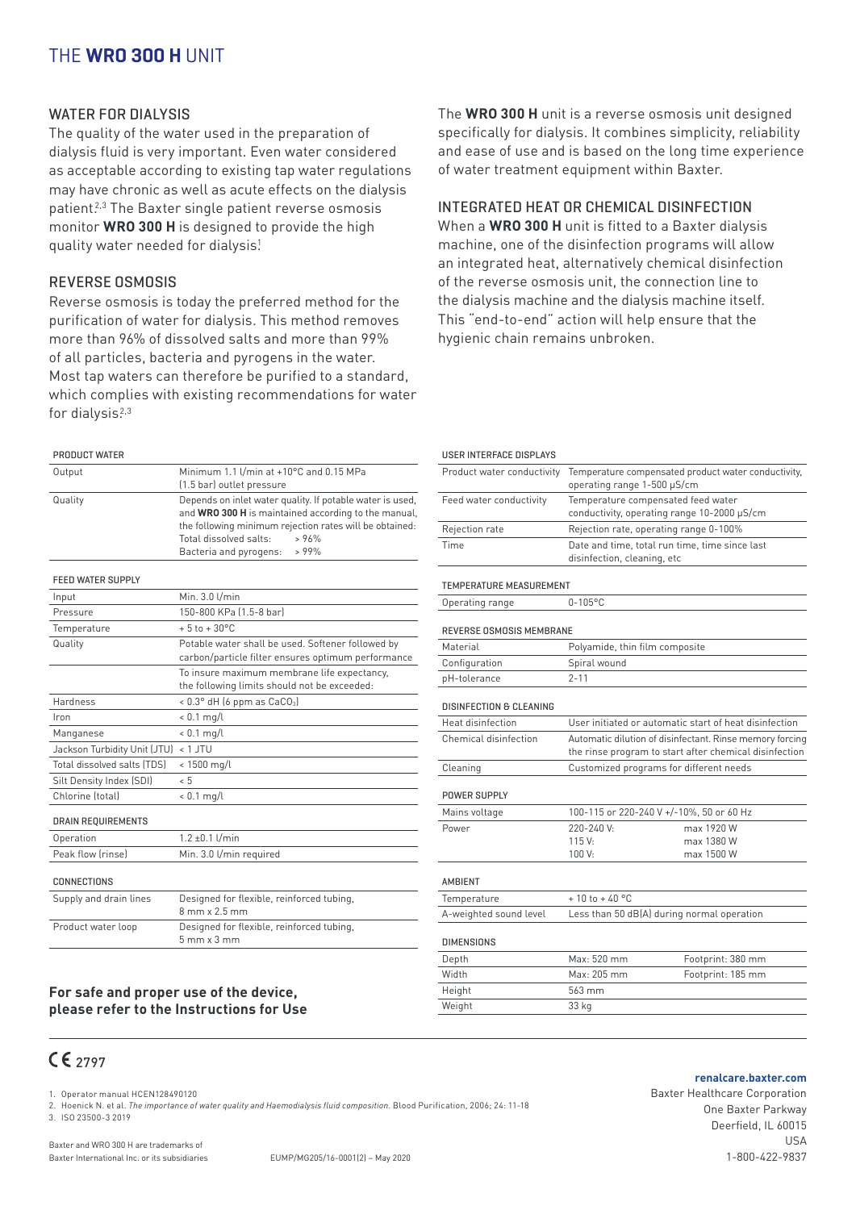# THE **WRO 300 H** UNIT

## WATER FOR DIALYSIS

The quality of the water used in the preparation of dialysis fluid is very important. Even water considered as acceptable according to existing tap water regulations may have chronic as well as acute effects on the dialysis patient.[2,3] The Baxter single patient reverse osmosis monitor **WRO 300 H** is designed to provide the high quality water needed for dialysis.[1]

## REVERSE OSMOSIS

Reverse osmosis is today the preferred method for the purification of water for dialysis. This method removes more than 96% of dissolved salts and more than 99% of all particles, bacteria and pyrogens in the water. Most tap waters can therefore be purified to a standard, which complies with existing recommendations for water for dialysis.[2,3]

The **WRO 300 H** unit is a reverse osmosis unit designed specifically for dialysis. It combines simplicity, reliability and ease of use and is based on the long time experience of water treatment equipment within Baxter.

## INTEGRATED HEAT OR CHEMICAL DISINFECTION

When a **WRO 300 H** unit is fitted to a Baxter dialysis machine, one of the disinfection programs will allow an integrated heat, alternatively chemical disinfection of the reverse osmosis unit, the connection line to the dialysis machine and the dialysis machine itself. This "end-to-end" action will help ensure that the hygienic chain remains unbroken.

### PRODUCT WATER

| | |
|---|---|
| Output | Minimum 1.1 l/min at +10°C and 0.15 MPa (1.5 bar) outlet pressure |
| Quality | Depends on inlet water quality. If potable water is used, and **WRO 300 H** is maintained according to the manual, the following minimum rejection rates will be obtained: Total dissolved salts: > 96% Bacteria and pyrogens: > 99% |

### FEED WATER SUPPLY

| | |
|---|---|
| Input | Min. 3.0 l/min |
| Pressure | 150-800 KPa (1.5-8 bar) |
| Temperature | + 5 to + 30°C |
| Quality | Potable water shall be used. Softener followed by carbon/particle filter ensures optimum performance |
| | To insure maximum membrane life expectancy, the following limits should not be exceeded: |
| Hardness | < 0.3° dH (6 ppm as $CaCO_3$) |
| Iron | < 0.1 mg/l |
| Manganese | < 0.1 mg/l |
| Jackson Turbidity Unit (JTU) | < 1 JTU |
| Total dissolved salts (TDS) | < 1500 mg/l |
| Silt Density Index (SDI) | < 5 |
| Chlorine (total) | < 0.1 mg/l |

### DRAIN REQUIREMENTS

| | |
|---|---|
| Operation | 1.2 ±0.1 l/min |
| Peak flow (rinse) | Min. 3.0 l/min required |

### CONNECTIONS

| | |
|---|---|
| Supply and drain lines | Designed for flexible, reinforced tubing, 8 mm x 2.5 mm |
| Product water loop | Designed for flexible, reinforced tubing, 5 mm x 3 mm |

### USER INTERFACE DISPLAYS

| | |
|---|---|
| Product water conductivity | Temperature compensated product water conductivity, operating range 1-500 µS/cm |
| Feed water conductivity | Temperature compensated feed water conductivity, operating range 10-2000 µS/cm |
| Rejection rate | Rejection rate, operating range 0-100% |
| Time | Date and time, total run time, time since last disinfection, cleaning, etc |

### TEMPERATURE MEASUREMENT

| | |
|---|---|
| Operating range | 0-105°C |

### REVERSE OSMOSIS MEMBRANE

| | |
|---|---|
| Material | Polyamide, thin film composite |
| Configuration | Spiral wound |
| pH-tolerance | 2-11 |

### DISINFECTION & CLEANING

| | |
|---|---|
| Heat disinfection | User initiated or automatic start of heat disinfection |
| Chemical disinfection | Automatic dilution of disinfectant. Rinse memory forcing the rinse program to start after chemical disinfection |
| Cleaning | Customized programs for different needs |

### POWER SUPPLY

| | | |
|---|---|---|
| Mains voltage | 100-115 or 220-240 V +/-10%, 50 or 60 Hz | |
| Power | 220-240 V: | max 1920 W |
| | 115 V: | max 1380 W |
| | 100 V: | max 1500 W |

### AMBIENT

| | |
|---|---|
| Temperature | + 10 to + 40 °C |
| A-weighted sound level | Less than 50 dB(A) during normal operation |

### DIMENSIONS

| | | |
|---|---|---|
| Depth | Max: 520 mm | Footprint: 380 mm |
| Width | Max: 205 mm | Footprint: 185 mm |
| Height | 563 mm | |
| Weight | 33 kg | |

**For safe and proper use of the device, please refer to the Instructions for Use**

CE 2797

1. Operator manual HCEN128490120
2. Hoenick N. et al. *The importance of water quality and Haemodialysis fluid composition.* Blood Purification, 2006; 24: 11-18
3. ISO 23500-3 2019

Baxter and WRO 300 H are trademarks of Baxter International Inc. or its subsidiaries

EUMP/MG205/16-0001(2) – May 2020

**renalcare.baxter.com**

Baxter Healthcare Corporation
One Baxter Parkway
Deerfield, IL 60015
USA
1-800-422-9837